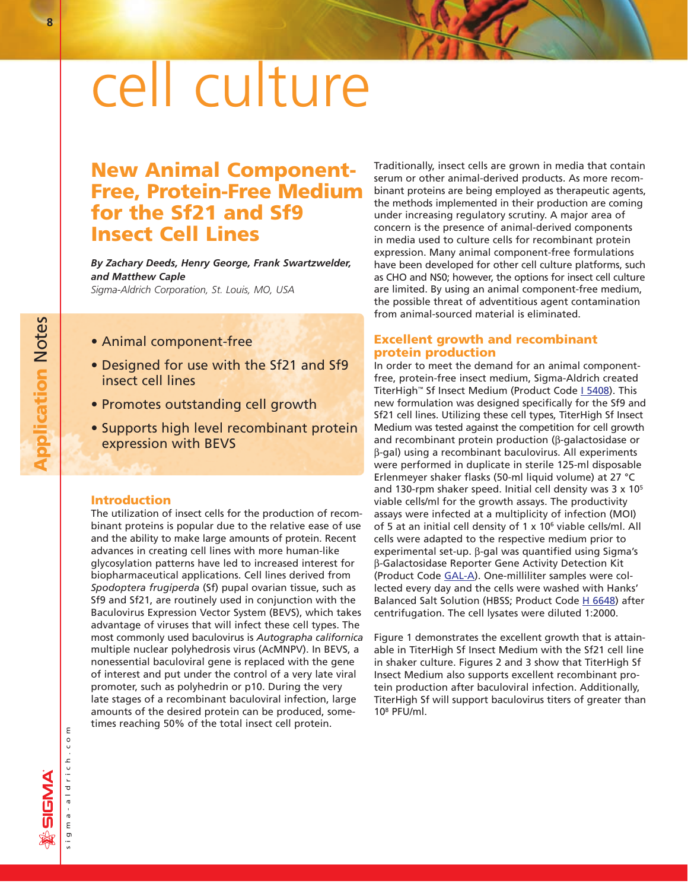# cell culture

## New Animal Component-Free, Protein-Free Medium for the Sf21 and Sf9 Insect Cell Lines

***By Zachary Deeds, Henry George, Frank Swartzwelder, and Matthew Caple***
*Sigma-Aldrich Corporation, St. Louis, MO, USA*

- Animal component-free
- Designed for use with the Sf21 and Sf9 insect cell lines
- Promotes outstanding cell growth
- Supports high level recombinant protein expression with BEVS

### Introduction

The utilization of insect cells for the production of recombinant proteins is popular due to the relative ease of use and the ability to make large amounts of protein. Recent advances in creating cell lines with more human-like glycosylation patterns have led to increased interest for biopharmaceutical applications. Cell lines derived from *Spodoptera frugiperda* (Sf) pupal ovarian tissue, such as Sf9 and Sf21, are routinely used in conjunction with the Baculovirus Expression Vector System (BEVS), which takes advantage of viruses that will infect these cell types. The most commonly used baculovirus is *Autographa californica* multiple nuclear polyhedrosis virus (AcMNPV). In BEVS, a nonessential baculoviral gene is replaced with the gene of interest and put under the control of a very late viral promoter, such as polyhedrin or p10. During the very late stages of a recombinant baculoviral infection, large amounts of the desired protein can be produced, sometimes reaching 50% of the total insect cell protein.

Traditionally, insect cells are grown in media that contain serum or other animal-derived products. As more recombinant proteins are being employed as therapeutic agents, the methods implemented in their production are coming under increasing regulatory scrutiny. A major area of concern is the presence of animal-derived components in media used to culture cells for recombinant protein expression. Many animal component-free formulations have been developed for other cell culture platforms, such as CHO and NS0; however, the options for insect cell culture are limited. By using an animal component-free medium, the possible threat of adventitious agent contamination from animal-sourced material is eliminated.

### Excellent growth and recombinant protein production

In order to meet the demand for an animal component-free, protein-free insect medium, Sigma-Aldrich created TiterHigh™ Sf Insect Medium (Product Code I 5408). This new formulation was designed specifically for the Sf9 and Sf21 cell lines. Utilizing these cell types, TiterHigh Sf Insect Medium was tested against the competition for cell growth and recombinant protein production (β-galactosidase or β-gal) using a recombinant baculovirus. All experiments were performed in duplicate in sterile 125-ml disposable Erlenmeyer shaker flasks (50-ml liquid volume) at 27 °C and 130-rpm shaker speed. Initial cell density was $3 \times 10^5$ viable cells/ml for the growth assays. The productivity assays were infected at a multiplicity of infection (MOI) of 5 at an initial cell density of $1 \times 10^6$ viable cells/ml. All cells were adapted to the respective medium prior to experimental set-up. β-gal was quantified using Sigma's β-Galactosidase Reporter Gene Activity Detection Kit (Product Code GAL-A). One-milliliter samples were collected every day and the cells were washed with Hanks' Balanced Salt Solution (HBSS; Product Code H 6648) after centrifugation. The cell lysates were diluted 1:2000.

Figure 1 demonstrates the excellent growth that is attainable in TiterHigh Sf Insect Medium with the Sf21 cell line in shaker culture. Figures 2 and 3 show that TiterHigh Sf Insect Medium also supports excellent recombinant protein production after baculoviral infection. Additionally, TiterHigh Sf will support baculovirus titers of greater than $10^8$ PFU/ml.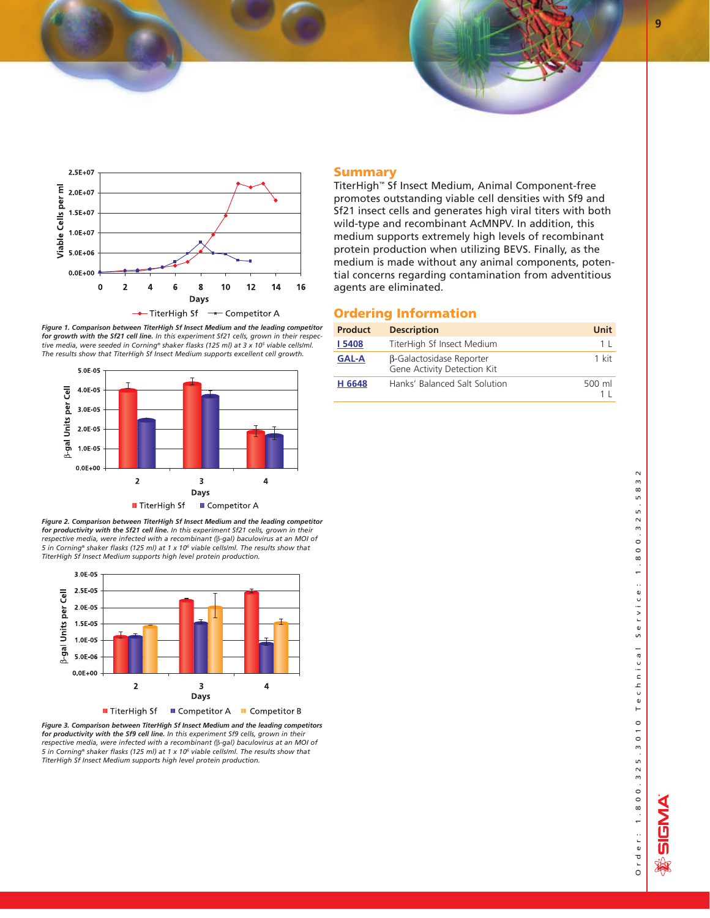2.5E+07
2.0E+07
1.5E+07
1.0E+07
5.0E+06
0.0E+00
Viable Cells per ml
0 2 4 6 8 10 12 14 16
Days
TiterHigh Sf — Competitor A

***Figure 1. Comparison between TiterHigh Sf Insect Medium and the leading competitor for growth with the Sf21 cell line.*** *In this experiment Sf21 cells, grown in their respective media, were seeded in Corning® shaker flasks (125 ml) at 3 x 10⁵ viable cells/ml. The results show that TiterHigh Sf Insect Medium supports excellent cell growth.*

5.0E-05
4.0E-05
3.0E-05
2.0E-05
1.0E-05
0.0E+00
β-gal Units per Cell
2 3 4
Days
TiterHigh Sf Competitor A

***Figure 2. Comparison between TiterHigh Sf Insect Medium and the leading competitor for productivity with the Sf21 cell line.*** *In this experiment Sf21 cells, grown in their respective media, were infected with a recombinant (β-gal) baculovirus at an MOI of 5 in Corning® shaker flasks (125 ml) at 1 x 10⁶ viable cells/ml. The results show that TiterHigh Sf Insect Medium supports high level protein production.*

3.0E-05
2.5E-05
2.0E-05
1.5E-05
1.0E-05
5.0E-06
0.0E+00
β-gal Units per Cell
2 3 4
Days
TiterHigh Sf Competitor A Competitor B

***Figure 3. Comparison between TiterHigh Sf Insect Medium and the leading competitors for productivity with the Sf9 cell line.*** *In this experiment Sf9 cells, grown in their respective media, were infected with a recombinant (β-gal) baculovirus at an MOI of 5 in Corning® shaker flasks (125 ml) at 1 x 10⁶ viable cells/ml. The results show that TiterHigh Sf Insect Medium supports high level protein production.*

## Summary

TiterHigh™ Sf Insect Medium, Animal Component-free promotes outstanding viable cell densities with Sf9 and Sf21 insect cells and generates high viral titers with both wild-type and recombinant AcMNPV. In addition, this medium supports extremely high levels of recombinant protein production when utilizing BEVS. Finally, as the medium is made without any animal components, potential concerns regarding contamination from adventitious agents are eliminated.

## Ordering Information

| Product | Description | Unit |
|---|---|---|
| I 5408 | TiterHigh Sf Insect Medium | 1 L |
| GAL-A | β-Galactosidase Reporter Gene Activity Detection Kit | 1 kit |
| H 6648 | Hanks' Balanced Salt Solution | 500 ml<br>1 L |

Order: 1.800.325.3010 Technical Service: 1.800.325.5832